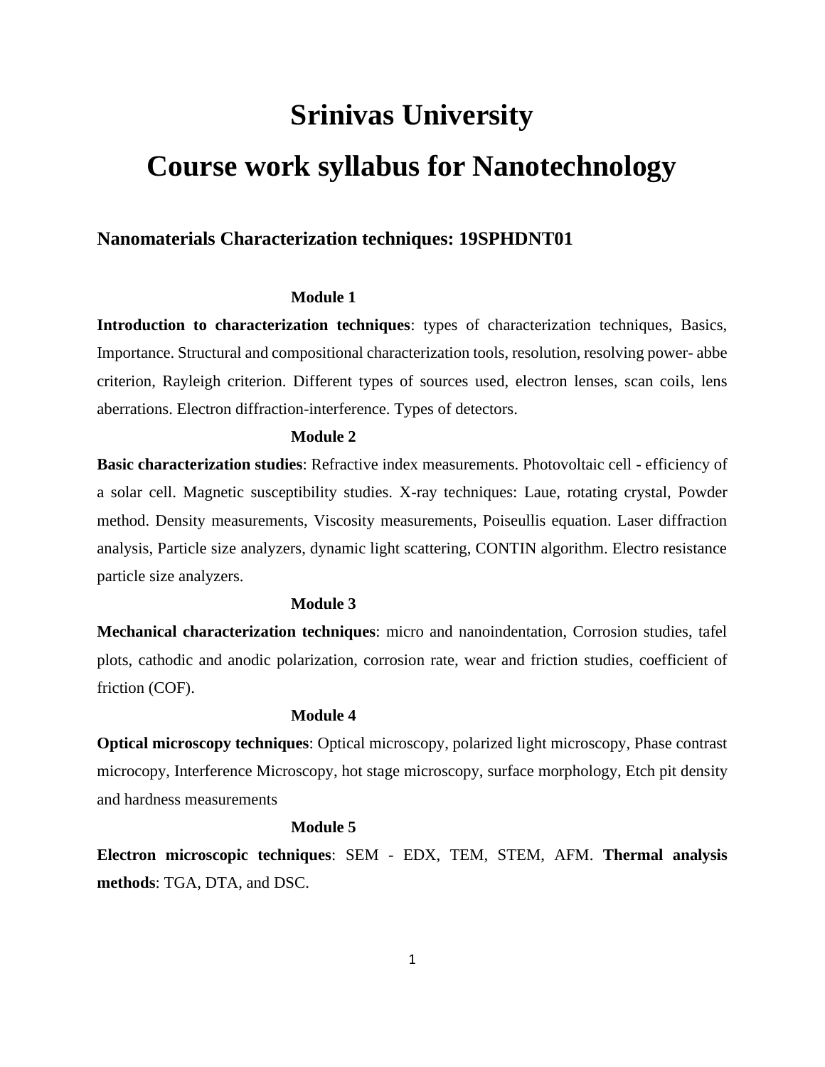# Srinivas University

# Course work syllabus for Nanotechnology

## Nanomaterials Characterization techniques: 19SPHDNT01

### Module 1

**Introduction to characterization techniques**: types of characterization techniques, Basics, Importance. Structural and compositional characterization tools, resolution, resolving power- abbe criterion, Rayleigh criterion. Different types of sources used, electron lenses, scan coils, lens aberrations. Electron diffraction-interference. Types of detectors.

### Module 2

**Basic characterization studies**: Refractive index measurements. Photovoltaic cell - efficiency of a solar cell. Magnetic susceptibility studies. X-ray techniques: Laue, rotating crystal, Powder method. Density measurements, Viscosity measurements, Poiseullis equation. Laser diffraction analysis, Particle size analyzers, dynamic light scattering, CONTIN algorithm. Electro resistance particle size analyzers.

### Module 3

**Mechanical characterization techniques**: micro and nanoindentation, Corrosion studies, tafel plots, cathodic and anodic polarization, corrosion rate, wear and friction studies, coefficient of friction (COF).

### Module 4

**Optical microscopy techniques**: Optical microscopy, polarized light microscopy, Phase contrast microcopy, Interference Microscopy, hot stage microscopy, surface morphology, Etch pit density and hardness measurements

### Module 5

**Electron microscopic techniques**: SEM - EDX, TEM, STEM, AFM. **Thermal analysis methods**: TGA, DTA, and DSC.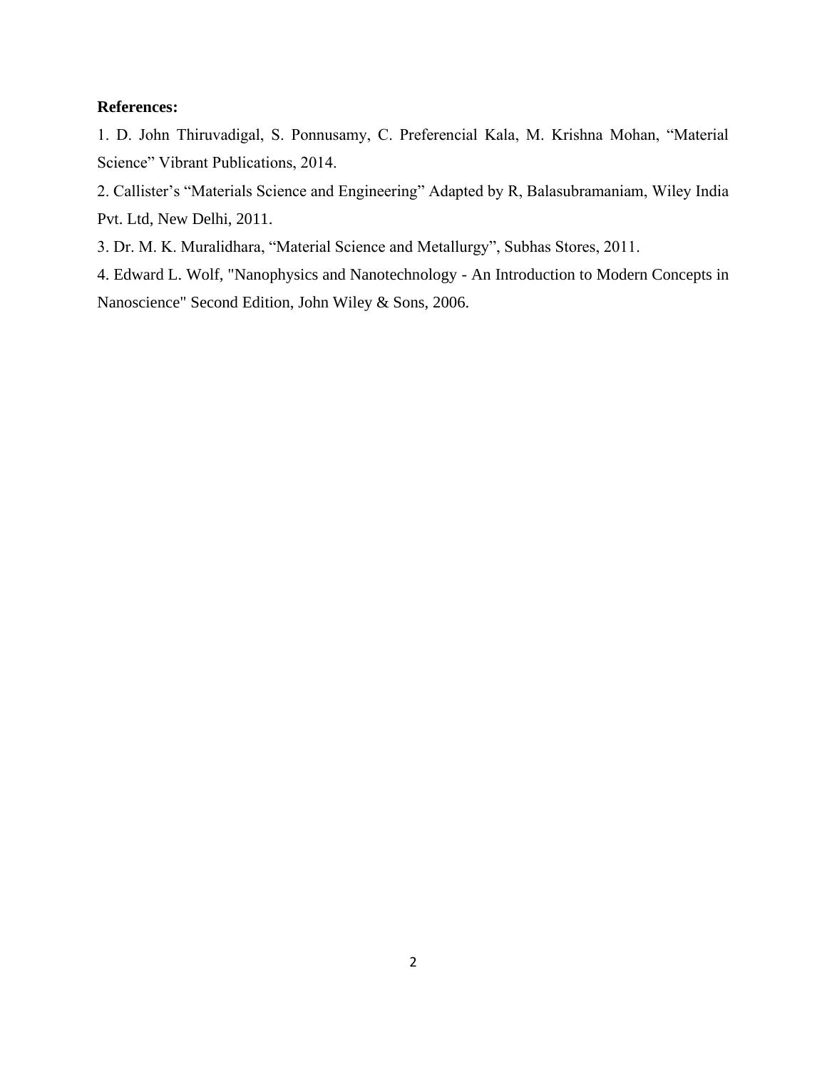**References:**

1. D. John Thiruvadigal, S. Ponnusamy, C. Preferencial Kala, M. Krishna Mohan, “Material Science” Vibrant Publications, 2014.
2. Callister’s “Materials Science and Engineering” Adapted by R, Balasubramaniam, Wiley India Pvt. Ltd, New Delhi, 2011.
3. Dr. M. K. Muralidhara, “Material Science and Metallurgy”, Subhas Stores, 2011.
4. Edward L. Wolf, "Nanophysics and Nanotechnology - An Introduction to Modern Concepts in Nanoscience" Second Edition, John Wiley & Sons, 2006.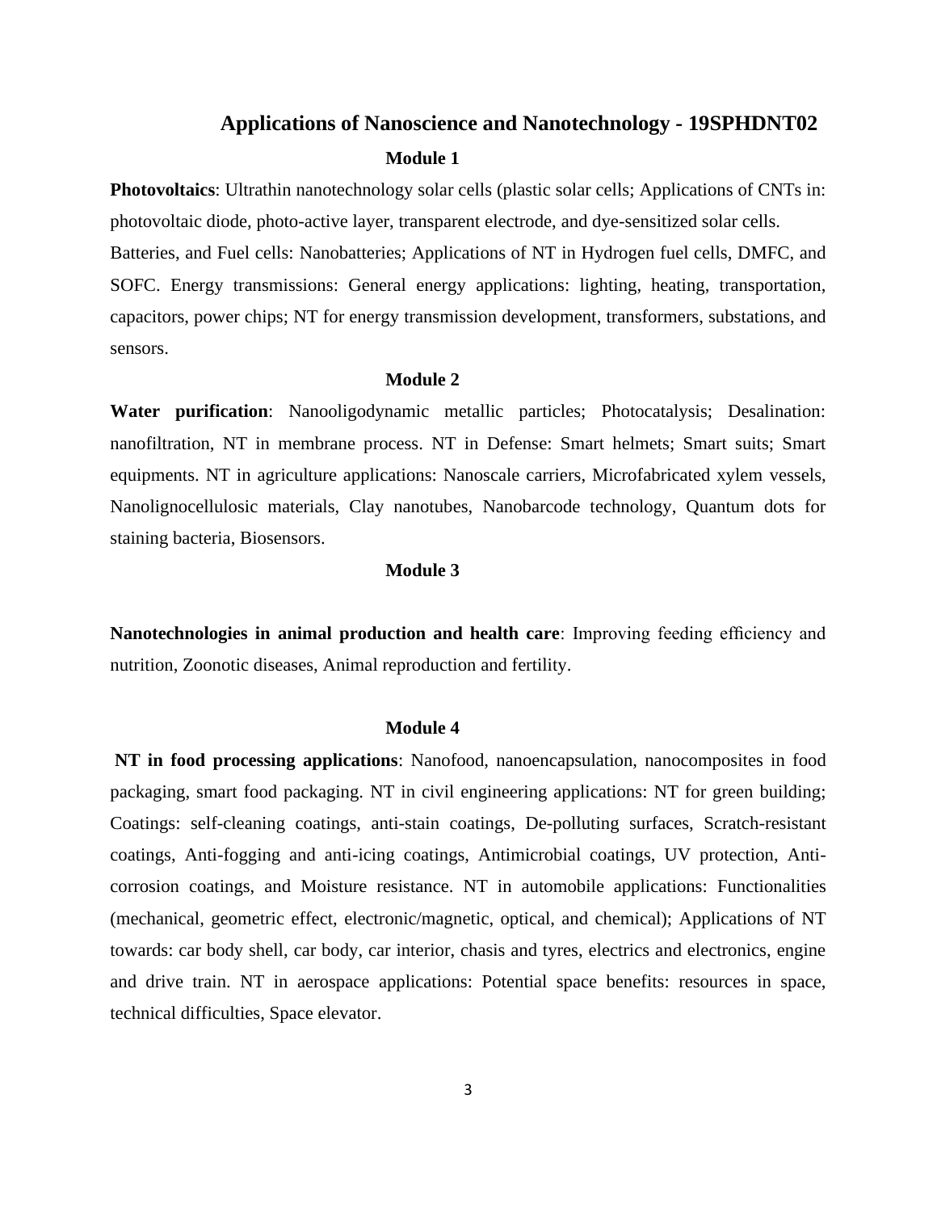## Applications of Nanoscience and Nanotechnology - 19SPHDNT02

### Module 1

**Photovoltaics**: Ultrathin nanotechnology solar cells (plastic solar cells; Applications of CNTs in: photovoltaic diode, photo-active layer, transparent electrode, and dye-sensitized solar cells. Batteries, and Fuel cells: Nanobatteries; Applications of NT in Hydrogen fuel cells, DMFC, and SOFC. Energy transmissions: General energy applications: lighting, heating, transportation, capacitors, power chips; NT for energy transmission development, transformers, substations, and sensors.

### Module 2

**Water purification**: Nanooligodynamic metallic particles; Photocatalysis; Desalination: nanofiltration, NT in membrane process. NT in Defense: Smart helmets; Smart suits; Smart equipments. NT in agriculture applications: Nanoscale carriers, Microfabricated xylem vessels, Nanolignocellulosic materials, Clay nanotubes, Nanobarcode technology, Quantum dots for staining bacteria, Biosensors.

### Module 3

**Nanotechnologies in animal production and health care**: Improving feeding efficiency and nutrition, Zoonotic diseases, Animal reproduction and fertility.

### Module 4

**NT in food processing applications**: Nanofood, nanoencapsulation, nanocomposites in food packaging, smart food packaging. NT in civil engineering applications: NT for green building; Coatings: self-cleaning coatings, anti-stain coatings, De-polluting surfaces, Scratch-resistant coatings, Anti-fogging and anti-icing coatings, Antimicrobial coatings, UV protection, Anti-corrosion coatings, and Moisture resistance. NT in automobile applications: Functionalities (mechanical, geometric effect, electronic/magnetic, optical, and chemical); Applications of NT towards: car body shell, car body, car interior, chasis and tyres, electrics and electronics, engine and drive train. NT in aerospace applications: Potential space benefits: resources in space, technical difficulties, Space elevator.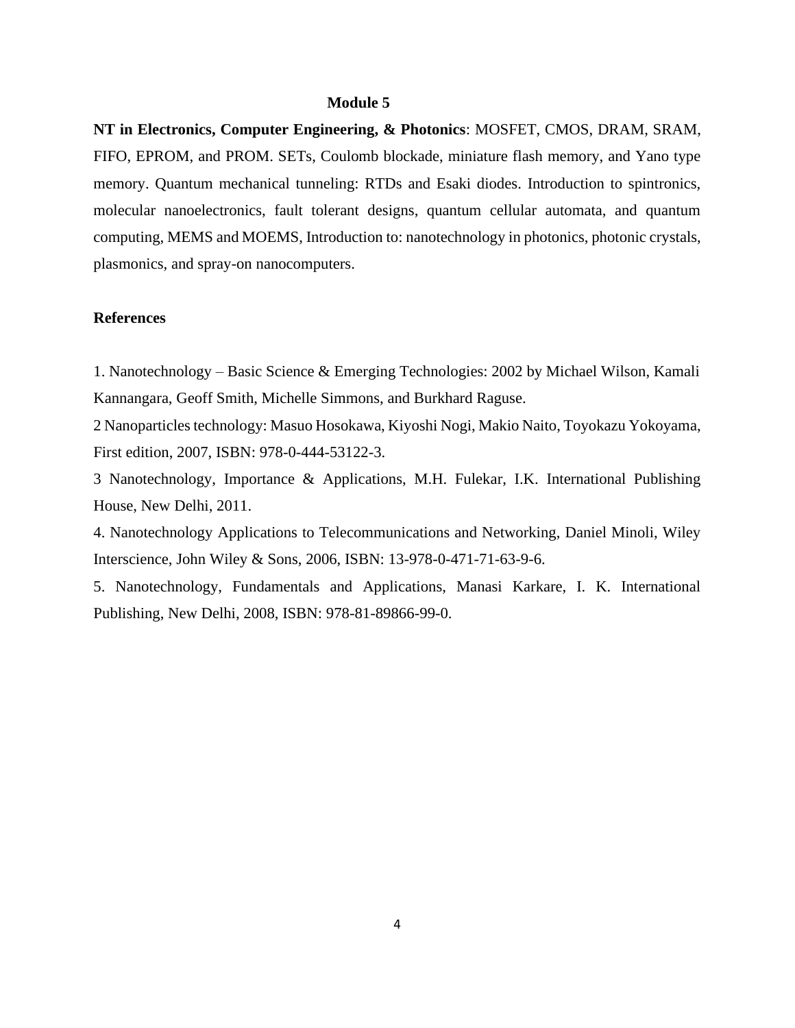## Module 5

**NT in Electronics, Computer Engineering, & Photonics**: MOSFET, CMOS, DRAM, SRAM, FIFO, EPROM, and PROM. SETs, Coulomb blockade, miniature flash memory, and Yano type memory. Quantum mechanical tunneling: RTDs and Esaki diodes. Introduction to spintronics, molecular nanoelectronics, fault tolerant designs, quantum cellular automata, and quantum computing, MEMS and MOEMS, Introduction to: nanotechnology in photonics, photonic crystals, plasmonics, and spray-on nanocomputers.

### References

1. Nanotechnology – Basic Science & Emerging Technologies: 2002 by Michael Wilson, Kamali Kannangara, Geoff Smith, Michelle Simmons, and Burkhard Raguse.

2 Nanoparticles technology: Masuo Hosokawa, Kiyoshi Nogi, Makio Naito, Toyokazu Yokoyama, First edition, 2007, ISBN: 978-0-444-53122-3.

3 Nanotechnology, Importance & Applications, M.H. Fulekar, I.K. International Publishing House, New Delhi, 2011.

4. Nanotechnology Applications to Telecommunications and Networking, Daniel Minoli, Wiley Interscience, John Wiley & Sons, 2006, ISBN: 13-978-0-471-71-63-9-6.

5. Nanotechnology, Fundamentals and Applications, Manasi Karkare, I. K. International Publishing, New Delhi, 2008, ISBN: 978-81-89866-99-0.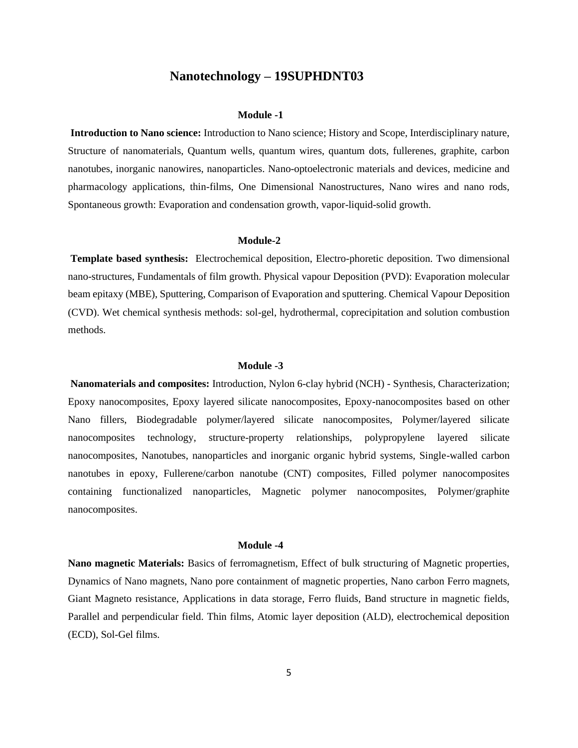# Nanotechnology – 19SUPHDNT03

## Module -1

**Introduction to Nano science:** Introduction to Nano science; History and Scope, Interdisciplinary nature, Structure of nanomaterials, Quantum wells, quantum wires, quantum dots, fullerenes, graphite, carbon nanotubes, inorganic nanowires, nanoparticles. Nano-optoelectronic materials and devices, medicine and pharmacology applications, thin-films, One Dimensional Nanostructures, Nano wires and nano rods, Spontaneous growth: Evaporation and condensation growth, vapor-liquid-solid growth.

## Module-2

**Template based synthesis:** Electrochemical deposition, Electro-phoretic deposition. Two dimensional nano-structures, Fundamentals of film growth. Physical vapour Deposition (PVD): Evaporation molecular beam epitaxy (MBE), Sputtering, Comparison of Evaporation and sputtering. Chemical Vapour Deposition (CVD). Wet chemical synthesis methods: sol-gel, hydrothermal, coprecipitation and solution combustion methods.

## Module -3

**Nanomaterials and composites:** Introduction, Nylon 6-clay hybrid (NCH) - Synthesis, Characterization; Epoxy nanocomposites, Epoxy layered silicate nanocomposites, Epoxy-nanocomposites based on other Nano fillers, Biodegradable polymer/layered silicate nanocomposites, Polymer/layered silicate nanocomposites technology, structure-property relationships, polypropylene layered silicate nanocomposites, Nanotubes, nanoparticles and inorganic organic hybrid systems, Single-walled carbon nanotubes in epoxy, Fullerene/carbon nanotube (CNT) composites, Filled polymer nanocomposites containing functionalized nanoparticles, Magnetic polymer nanocomposites, Polymer/graphite nanocomposites.

## Module -4

**Nano magnetic Materials:** Basics of ferromagnetism, Effect of bulk structuring of Magnetic properties, Dynamics of Nano magnets, Nano pore containment of magnetic properties, Nano carbon Ferro magnets, Giant Magneto resistance, Applications in data storage, Ferro fluids, Band structure in magnetic fields, Parallel and perpendicular field. Thin films, Atomic layer deposition (ALD), electrochemical deposition (ECD), Sol-Gel films.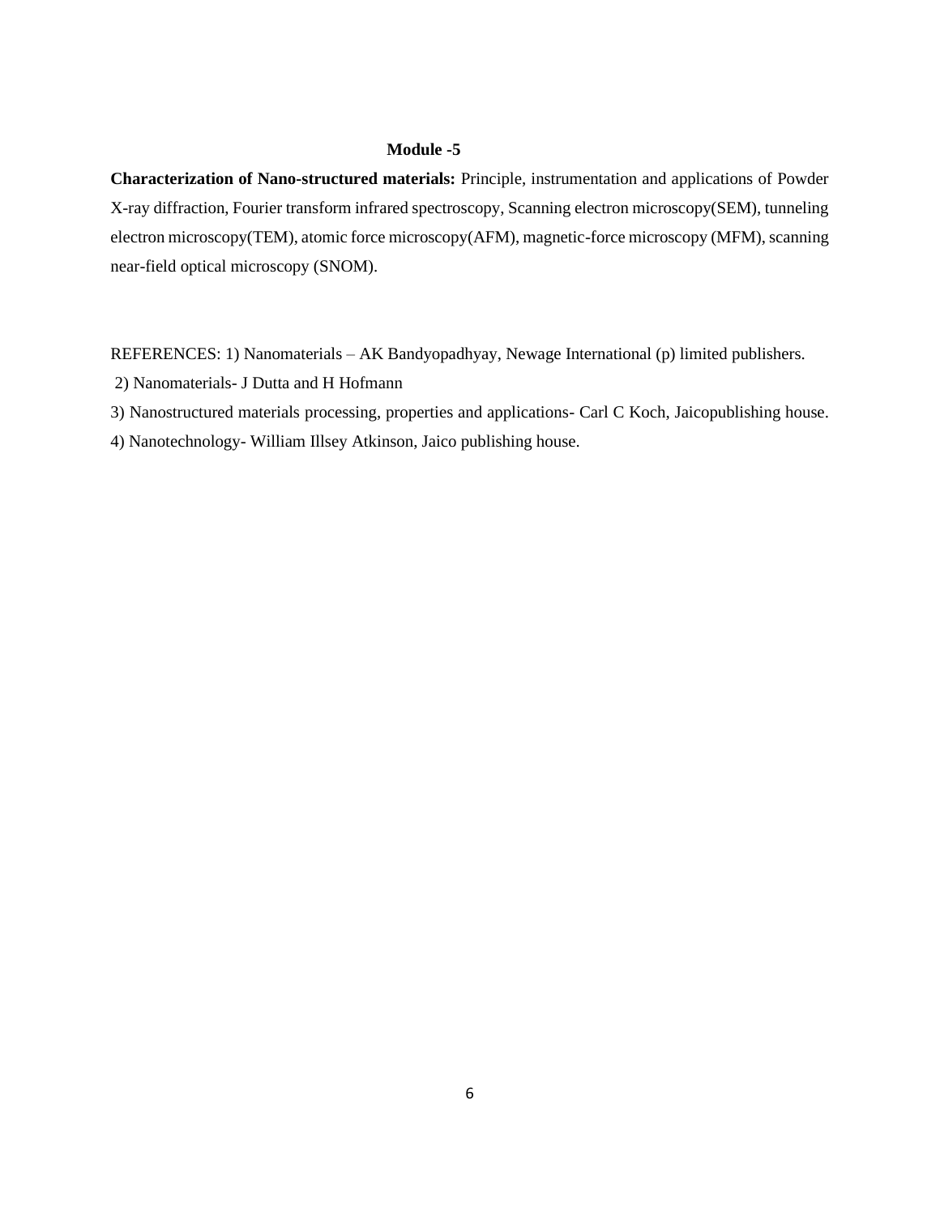## Module -5

**Characterization of Nano-structured materials:** Principle, instrumentation and applications of Powder X-ray diffraction, Fourier transform infrared spectroscopy, Scanning electron microscopy(SEM), tunneling electron microscopy(TEM), atomic force microscopy(AFM), magnetic-force microscopy (MFM), scanning near-field optical microscopy (SNOM).

REFERENCES: 1) Nanomaterials – AK Bandyopadhyay, Newage International (p) limited publishers.

2) Nanomaterials- J Dutta and H Hofmann

3) Nanostructured materials processing, properties and applications- Carl C Koch, Jaicopublishing house.

4) Nanotechnology- William Illsey Atkinson, Jaico publishing house.